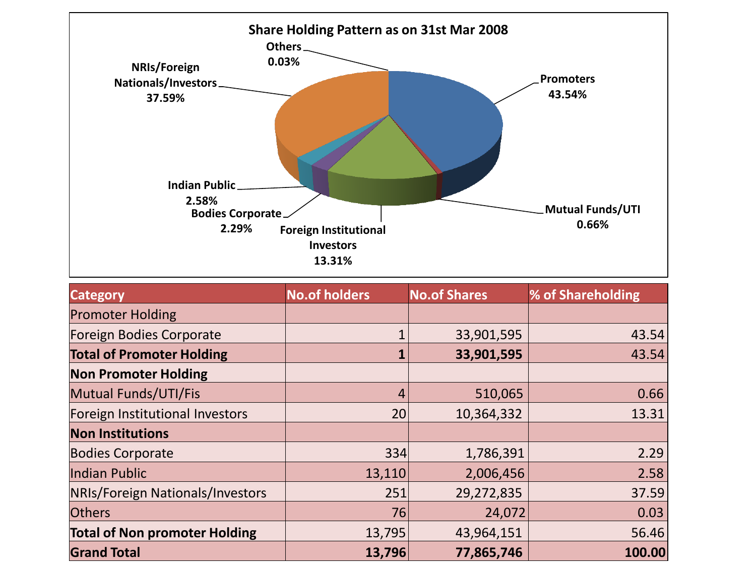## Share Holding Pattern as on 31st Mar 2008

Promoters 43.54%
Mutual Funds/UTI 0.66%
Foreign Institutional Investors 13.31%
Bodies Corporate 2.29%
Indian Public 2.58%
NRIs/Foreign Nationals/Investors 37.59%
Others 0.03%

| Category | No.of holders | No.of Shares | % of Shareholding |
|---|---|---|---|
| Promoter Holding | | | |
| Foreign Bodies Corporate | 1 | 33,901,595 | 43.54 |
| **Total of Promoter Holding** | **1** | **33,901,595** | 43.54 |
| **Non Promoter Holding** | | | |
| Mutual Funds/UTI/Fis | 4 | 510,065 | 0.66 |
| Foreign Institutional Investors | 20 | 10,364,332 | 13.31 |
| **Non Institutions** | | | |
| Bodies Corporate | 334 | 1,786,391 | 2.29 |
| Indian Public | 13,110 | 2,006,456 | 2.58 |
| NRIs/Foreign Nationals/Investors | 251 | 29,272,835 | 37.59 |
| Others | 76 | 24,072 | 0.03 |
| **Total of Non promoter Holding** | 13,795 | 43,964,151 | 56.46 |
| **Grand Total** | **13,796** | **77,865,746** | **100.00** |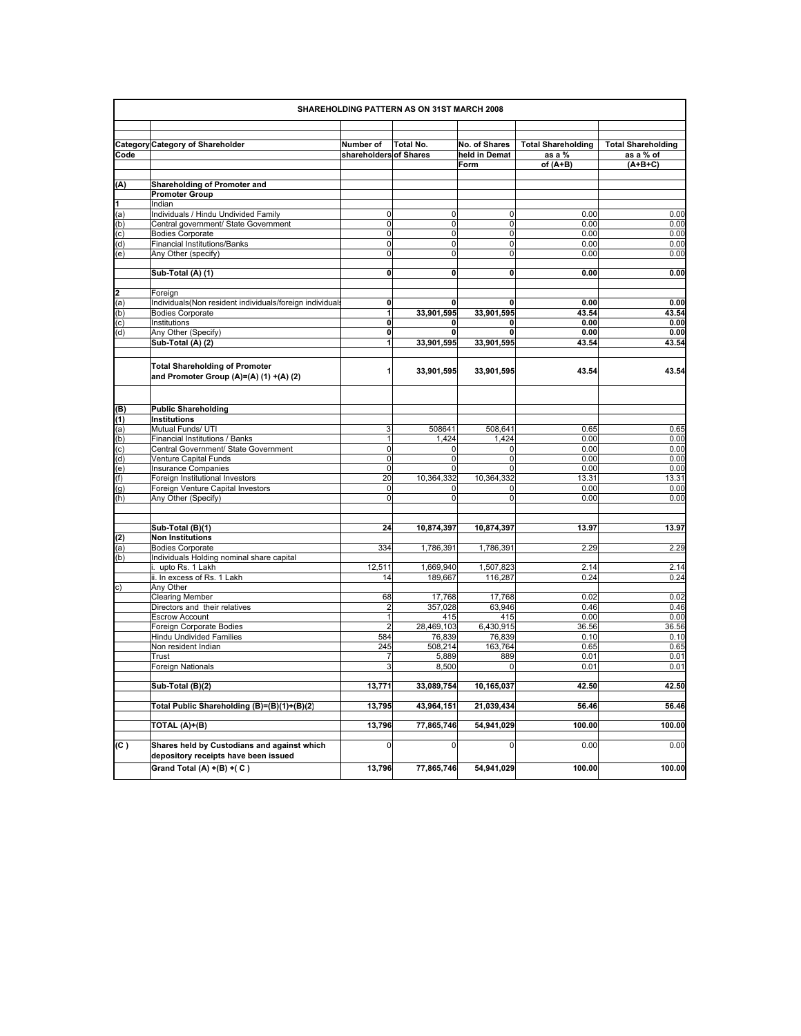## SHAREHOLDING PATTERN AS ON 31ST MARCH 2008

| Category Code | Category of Shareholder | Number of shareholders | Total No. of Shares | No. of Shares held in Demat Form | Total Shareholding as a % of (A+B) | Total Shareholding as a % of (A+B+C) |
|---|---|---|---|---|---|---|
| **(A)** | **Shareholding of Promoter and Promoter Group** | | | | | |
| **1** | Indian | | | | | |
| (a) | Individuals / Hindu Undivided Family | 0 | 0 | 0 | 0.00 | 0.00 |
| (b) | Central government/ State Government | 0 | 0 | 0 | 0.00 | 0.00 |
| (c) | Bodies Corporate | 0 | 0 | 0 | 0.00 | 0.00 |
| (d) | Financial Institutions/Banks | 0 | 0 | 0 | 0.00 | 0.00 |
| (e) | Any Other (specify) | 0 | 0 | 0 | 0.00 | 0.00 |
| | **Sub-Total (A) (1)** | **0** | **0** | **0** | **0.00** | **0.00** |
| **2** | Foreign | | | | | |
| (a) | Individuals(Non resident individuals/foreign individuals | **0** | **0** | **0** | **0.00** | **0.00** |
| (b) | Bodies Corporate | **1** | **33,901,595** | **33,901,595** | **43.54** | **43.54** |
| (c) | Institutions | **0** | **0** | **0** | **0.00** | **0.00** |
| (d) | Any Other (Specify) | **0** | **0** | **0** | **0.00** | **0.00** |
| | **Sub-Total (A) (2)** | **1** | **33,901,595** | **33,901,595** | **43.54** | **43.54** |
| | **Total Shareholding of Promoter and Promoter Group (A)=(A) (1) +(A) (2)** | **1** | **33,901,595** | **33,901,595** | **43.54** | **43.54** |
| **(B)** | **Public Shareholding** | | | | | |
| **(1)** | **Institutions** | | | | | |
| (a) | Mutual Funds/ UTI | 3 | 508641 | 508,641 | 0.65 | 0.65 |
| (b) | Financial Institutions / Banks | 1 | 1,424 | 1,424 | 0.00 | 0.00 |
| (c) | Central Government/ State Government | 0 | 0 | 0 | 0.00 | 0.00 |
| (d) | Venture Capital Funds | 0 | 0 | 0 | 0.00 | 0.00 |
| (e) | Insurance Companies | 0 | 0 | 0 | 0.00 | 0.00 |
| (f) | Foreign Institutional Investors | 20 | 10,364,332 | 10,364,332 | 13.31 | 13.31 |
| (g) | Foreign Venture Capital Investors | 0 | 0 | 0 | 0.00 | 0.00 |
| (h) | Any Other (Specify) | 0 | 0 | 0 | 0.00 | 0.00 |
| | **Sub-Total (B)(1)** | **24** | **10,874,397** | **10,874,397** | **13.97** | **13.97** |
| **(2)** | **Non Institutions** | | | | | |
| (a) | Bodies Corporate | 334 | 1,786,391 | 1,786,391 | 2.29 | 2.29 |
| (b) | Individuals Holding nominal share capital | | | | | |
| | i. upto Rs. 1 Lakh | 12,511 | 1,669,940 | 1,507,823 | 2.14 | 2.14 |
| | ii. In excess of Rs. 1 Lakh | 14 | 189,667 | 116,287 | 0.24 | 0.24 |
| c) | Any Other | | | | | |
| | Clearing Member | 68 | 17,768 | 17,768 | 0.02 | 0.02 |
| | Directors and their relatives | 2 | 357,028 | 63,946 | 0.46 | 0.46 |
| | Escrow Account | 1 | 415 | 415 | 0.00 | 0.00 |
| | Foreign Corporate Bodies | 2 | 28,469,103 | 6,430,915 | 36.56 | 36.56 |
| | Hindu Undivided Families | 584 | 76,839 | 76,839 | 0.10 | 0.10 |
| | Non resident Indian | 245 | 508,214 | 163,764 | 0.65 | 0.65 |
| | Trust | 7 | 5,889 | 889 | 0.01 | 0.01 |
| | Foreign Nationals | 3 | 8,500 | 0 | 0.01 | 0.01 |
| | **Sub-Total (B)(2)** | **13,771** | **33,089,754** | **10,165,037** | **42.50** | **42.50** |
| | **Total Public Shareholding (B)=(B)(1)+(B)(2)** | **13,795** | **43,964,151** | **21,039,434** | **56.46** | **56.46** |
| | **TOTAL (A)+(B)** | **13,796** | **77,865,746** | **54,941,029** | **100.00** | **100.00** |
| **(C )** | **Shares held by Custodians and against which depository receipts have been issued** | 0 | 0 | 0 | 0.00 | 0.00 |
| | **Grand Total (A) +(B) +( C )** | **13,796** | **77,865,746** | **54,941,029** | **100.00** | **100.00** |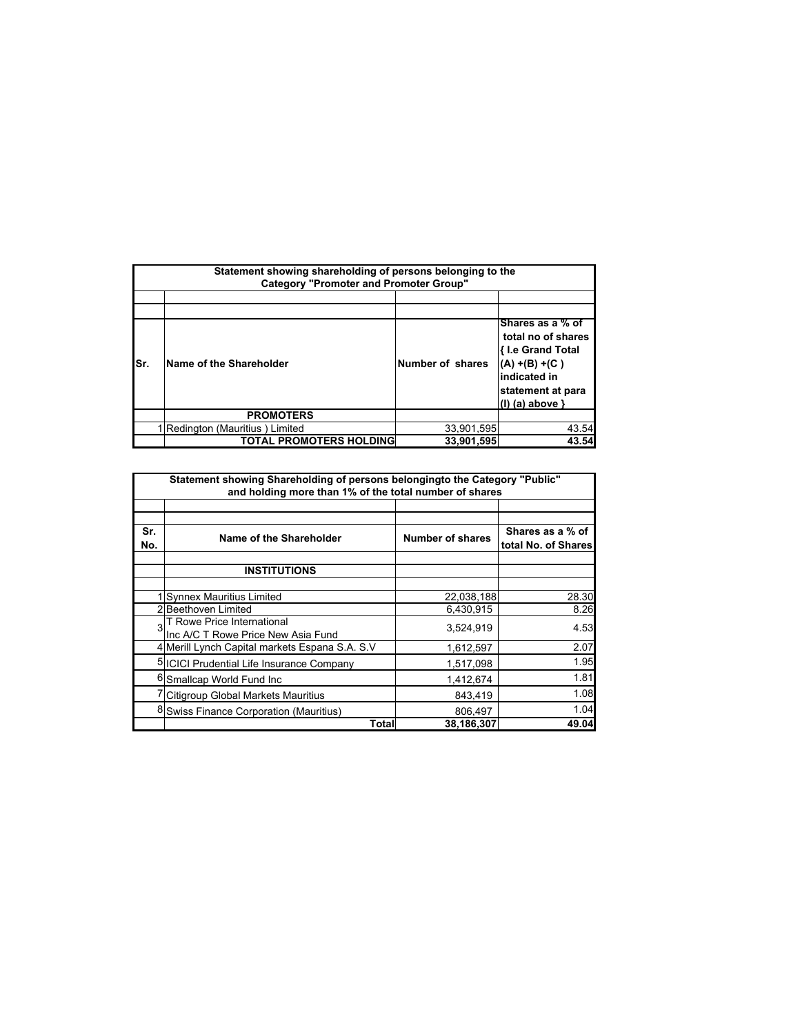**Statement showing shareholding of persons belonging to the Category "Promoter and Promoter Group"**

| Sr. | Name of the Shareholder | Number of shares | Shares as a % of total no of shares { I.e Grand Total (A) +(B) +(C ) indicated in statement at para (I) (a) above } |
|---|---|---|---|
| | **PROMOTERS** | | |
| 1 | Redington (Mauritius ) Limited | 33,901,595 | 43.54 |
| | **TOTAL PROMOTERS HOLDING** | **33,901,595** | **43.54** |

**Statement showing Shareholding of persons belongingto the Category "Public" and holding more than 1% of the total number of shares**

| Sr. No. | Name of the Shareholder | Number of shares | Shares as a % of total No. of Shares |
|---|---|---|---|
| | **INSTITUTIONS** | | |
| 1 | Synnex Mauritius Limited | 22,038,188 | 28.30 |
| 2 | Beethoven Limited | 6,430,915 | 8.26 |
| 3 | T Rowe Price International Inc A/C T Rowe Price New Asia Fund | 3,524,919 | 4.53 |
| 4 | Merill Lynch Capital markets Espana S.A. S.V | 1,612,597 | 2.07 |
| 5 | ICICI Prudential Life Insurance Company | 1,517,098 | 1.95 |
| 6 | Smallcap World Fund Inc | 1,412,674 | 1.81 |
| 7 | Citigroup Global Markets Mauritius | 843,419 | 1.08 |
| 8 | Swiss Finance Corporation (Mauritius) | 806,497 | 1.04 |
| | **Total** | **38,186,307** | **49.04** |